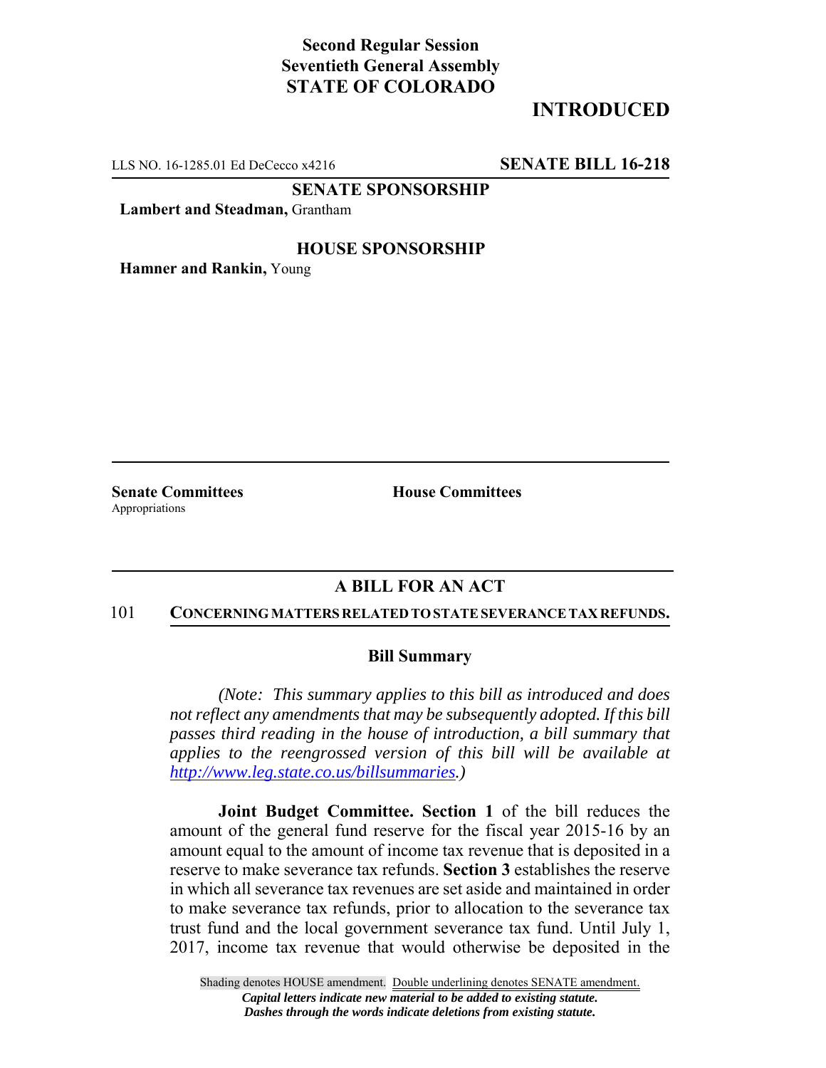**Second Regular Session**
**Seventieth General Assembly**
**STATE OF COLORADO**

# INTRODUCED

LLS NO. 16-1285.01 Ed DeCecco x4216 **SENATE BILL 16-218**

**SENATE SPONSORSHIP**

**Lambert and Steadman,** Grantham

**HOUSE SPONSORSHIP**

**Hamner and Rankin,** Young

**Senate Committees**
Appropriations

**House Committees**

## A BILL FOR AN ACT

101 **CONCERNING MATTERS RELATED TO STATE SEVERANCE TAX REFUNDS.**

### Bill Summary

*(Note: This summary applies to this bill as introduced and does not reflect any amendments that may be subsequently adopted. If this bill passes third reading in the house of introduction, a bill summary that applies to the reengrossed version of this bill will be available at http://www.leg.state.co.us/billsummaries.)*

**Joint Budget Committee. Section 1** of the bill reduces the amount of the general fund reserve for the fiscal year 2015-16 by an amount equal to the amount of income tax revenue that is deposited in a reserve to make severance tax refunds. **Section 3** establishes the reserve in which all severance tax revenues are set aside and maintained in order to make severance tax refunds, prior to allocation to the severance tax trust fund and the local government severance tax fund. Until July 1, 2017, income tax revenue that would otherwise be deposited in the

Shading denotes HOUSE amendment. Double underlining denotes SENATE amendment.
*Capital letters indicate new material to be added to existing statute.*
*Dashes through the words indicate deletions from existing statute.*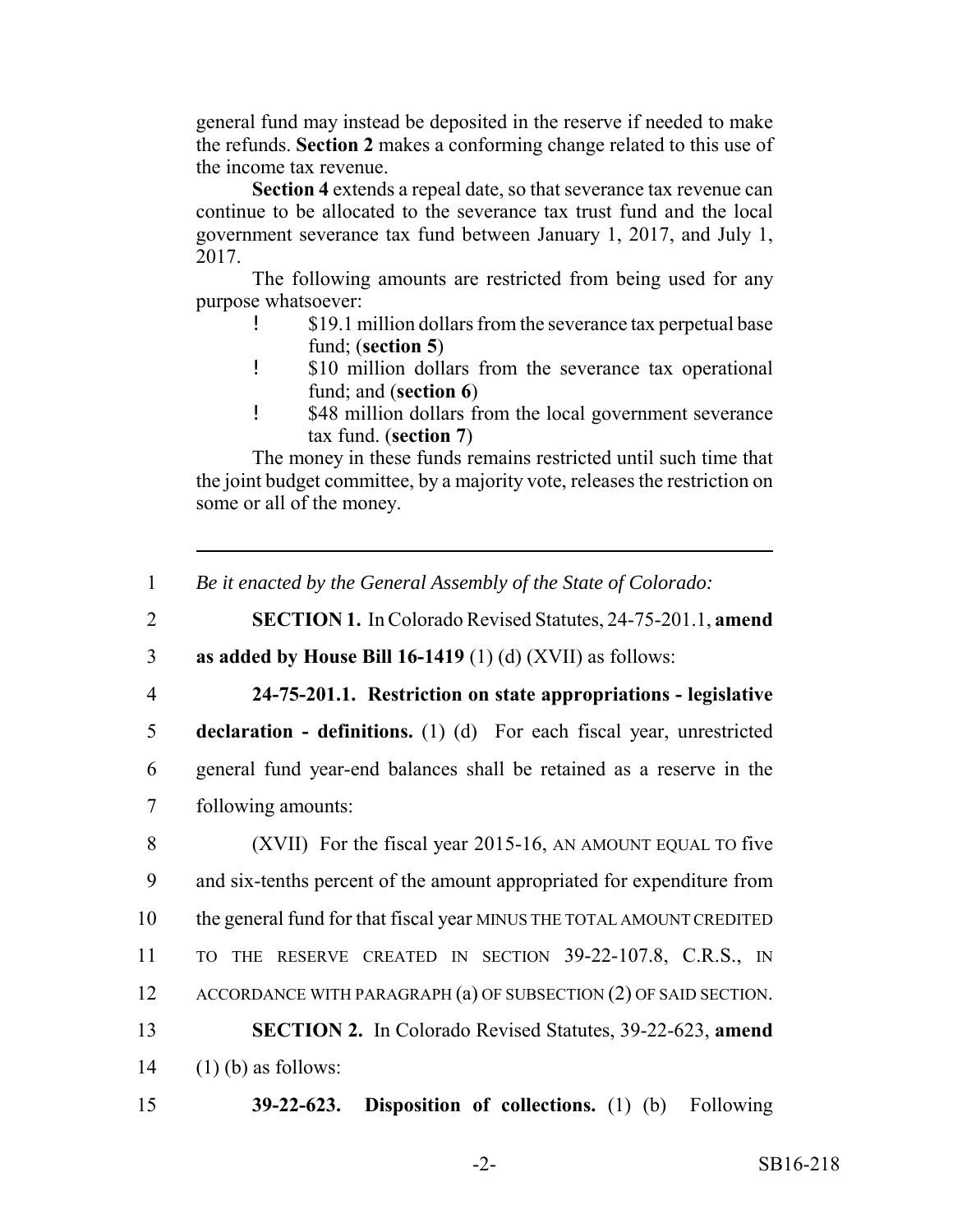general fund may instead be deposited in the reserve if needed to make the refunds. **Section 2** makes a conforming change related to this use of the income tax revenue.

**Section 4** extends a repeal date, so that severance tax revenue can continue to be allocated to the severance tax trust fund and the local government severance tax fund between January 1, 2017, and July 1, 2017.

The following amounts are restricted from being used for any purpose whatsoever:

- $19.1 million dollars from the severance tax perpetual base fund; (**section 5**)
- $10 million dollars from the severance tax operational fund; and (**section 6**)
- $48 million dollars from the local government severance tax fund. (**section 7**)

The money in these funds remains restricted until such time that the joint budget committee, by a majority vote, releases the restriction on some or all of the money.

---

1 *Be it enacted by the General Assembly of the State of Colorado:*

2 **SECTION 1.** In Colorado Revised Statutes, 24-75-201.1, **amend**
3 **as added by House Bill 16-1419** (1) (d) (XVII) as follows:

4 **24-75-201.1. Restriction on state appropriations - legislative**
5 **declaration - definitions.** (1) (d) For each fiscal year, unrestricted
6 general fund year-end balances shall be retained as a reserve in the
7 following amounts:

8 (XVII) For the fiscal year 2015-16, AN AMOUNT EQUAL TO five
9 and six-tenths percent of the amount appropriated for expenditure from
10 the general fund for that fiscal year MINUS THE TOTAL AMOUNT CREDITED
11 TO THE RESERVE CREATED IN SECTION 39-22-107.8, C.R.S., IN
12 ACCORDANCE WITH PARAGRAPH (a) OF SUBSECTION (2) OF SAID SECTION.

13 **SECTION 2.** In Colorado Revised Statutes, 39-22-623, **amend**
14 (1) (b) as follows:

15 **39-22-623. Disposition of collections.** (1) (b) Following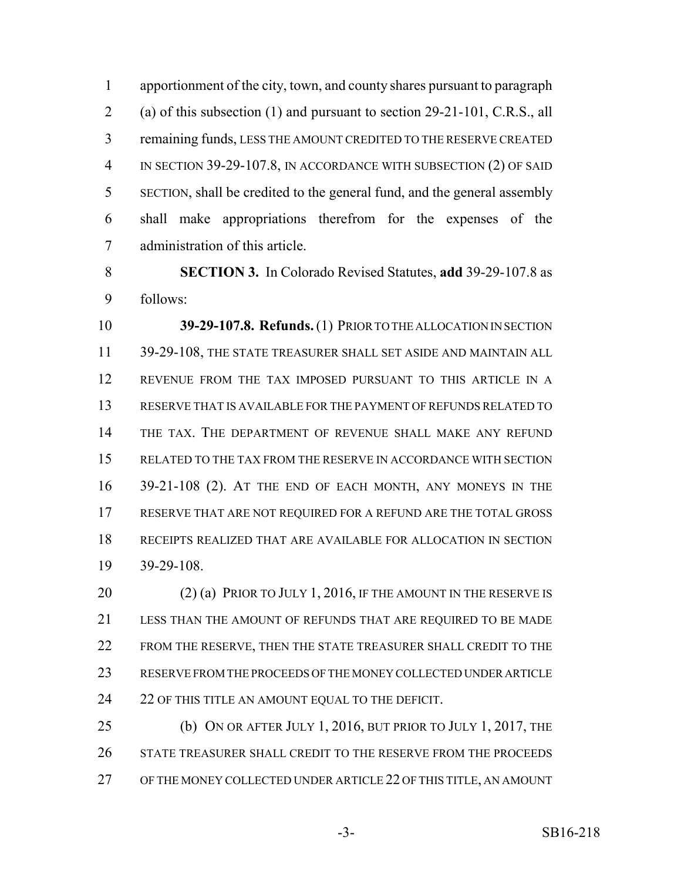apportionment of the city, town, and county shares pursuant to paragraph (a) of this subsection (1) and pursuant to section 29-21-101, C.R.S., all remaining funds, LESS THE AMOUNT CREDITED TO THE RESERVE CREATED IN SECTION 39-29-107.8, IN ACCORDANCE WITH SUBSECTION (2) OF SAID SECTION, shall be credited to the general fund, and the general assembly shall make appropriations therefrom for the expenses of the administration of this article.

**SECTION 3.** In Colorado Revised Statutes, **add** 39-29-107.8 as follows:

**39-29-107.8. Refunds.** (1) PRIOR TO THE ALLOCATION IN SECTION 39-29-108, THE STATE TREASURER SHALL SET ASIDE AND MAINTAIN ALL REVENUE FROM THE TAX IMPOSED PURSUANT TO THIS ARTICLE IN A RESERVE THAT IS AVAILABLE FOR THE PAYMENT OF REFUNDS RELATED TO THE TAX. THE DEPARTMENT OF REVENUE SHALL MAKE ANY REFUND RELATED TO THE TAX FROM THE RESERVE IN ACCORDANCE WITH SECTION 39-21-108 (2). AT THE END OF EACH MONTH, ANY MONEYS IN THE RESERVE THAT ARE NOT REQUIRED FOR A REFUND ARE THE TOTAL GROSS RECEIPTS REALIZED THAT ARE AVAILABLE FOR ALLOCATION IN SECTION 39-29-108.

(2) (a) PRIOR TO JULY 1, 2016, IF THE AMOUNT IN THE RESERVE IS LESS THAN THE AMOUNT OF REFUNDS THAT ARE REQUIRED TO BE MADE FROM THE RESERVE, THEN THE STATE TREASURER SHALL CREDIT TO THE RESERVE FROM THE PROCEEDS OF THE MONEY COLLECTED UNDER ARTICLE 22 OF THIS TITLE AN AMOUNT EQUAL TO THE DEFICIT.

(b) ON OR AFTER JULY 1, 2016, BUT PRIOR TO JULY 1, 2017, THE STATE TREASURER SHALL CREDIT TO THE RESERVE FROM THE PROCEEDS OF THE MONEY COLLECTED UNDER ARTICLE 22 OF THIS TITLE, AN AMOUNT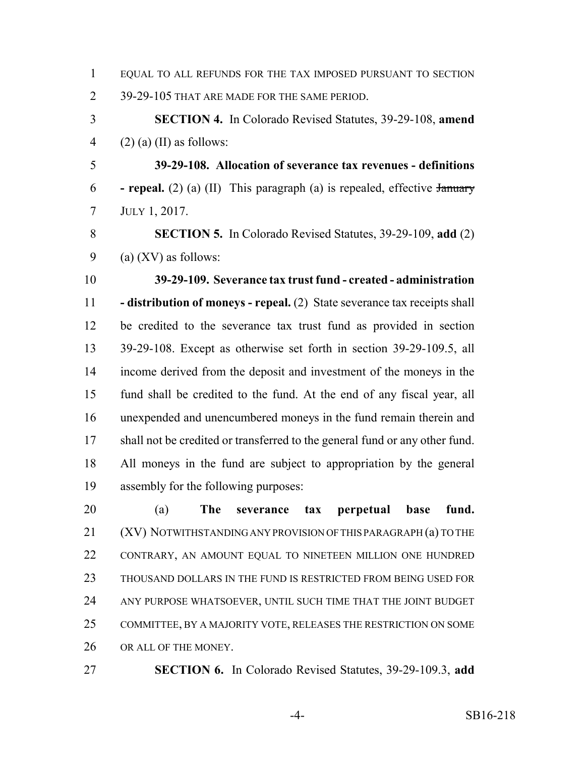EQUAL TO ALL REFUNDS FOR THE TAX IMPOSED PURSUANT TO SECTION 39-29-105 THAT ARE MADE FOR THE SAME PERIOD.

**SECTION 4.** In Colorado Revised Statutes, 39-29-108, **amend** (2) (a) (II) as follows:

**39-29-108. Allocation of severance tax revenues - definitions - repeal.** (2) (a) (II) This paragraph (a) is repealed, effective ~~January~~ JULY 1, 2017.

**SECTION 5.** In Colorado Revised Statutes, 39-29-109, **add** (2) (a) (XV) as follows:

**39-29-109. Severance tax trust fund - created - administration - distribution of moneys - repeal.** (2) State severance tax receipts shall be credited to the severance tax trust fund as provided in section 39-29-108. Except as otherwise set forth in section 39-29-109.5, all income derived from the deposit and investment of the moneys in the fund shall be credited to the fund. At the end of any fiscal year, all unexpended and unencumbered moneys in the fund remain therein and shall not be credited or transferred to the general fund or any other fund. All moneys in the fund are subject to appropriation by the general assembly for the following purposes:

(a) **The severance tax perpetual base fund.** (XV) NOTWITHSTANDING ANY PROVISION OF THIS PARAGRAPH (a) TO THE CONTRARY, AN AMOUNT EQUAL TO NINETEEN MILLION ONE HUNDRED THOUSAND DOLLARS IN THE FUND IS RESTRICTED FROM BEING USED FOR ANY PURPOSE WHATSOEVER, UNTIL SUCH TIME THAT THE JOINT BUDGET COMMITTEE, BY A MAJORITY VOTE, RELEASES THE RESTRICTION ON SOME OR ALL OF THE MONEY.

**SECTION 6.** In Colorado Revised Statutes, 39-29-109.3, **add**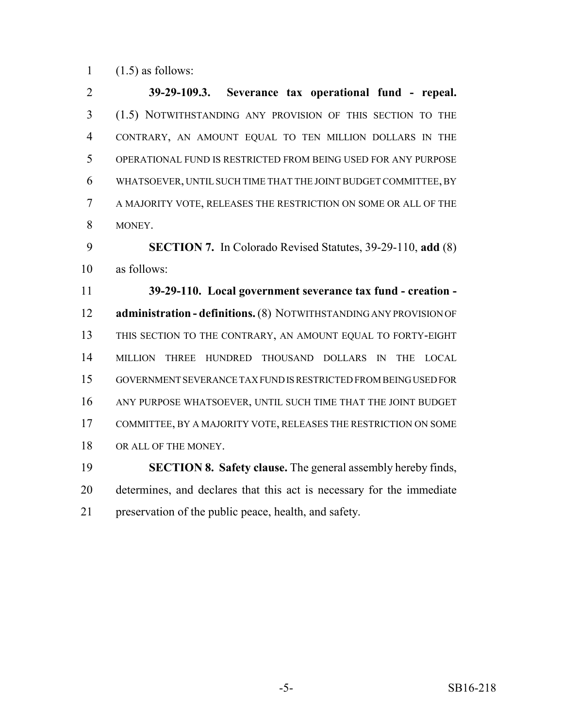(1.5) as follows:

**39-29-109.3. Severance tax operational fund - repeal.** (1.5) NOTWITHSTANDING ANY PROVISION OF THIS SECTION TO THE CONTRARY, AN AMOUNT EQUAL TO TEN MILLION DOLLARS IN THE OPERATIONAL FUND IS RESTRICTED FROM BEING USED FOR ANY PURPOSE WHATSOEVER, UNTIL SUCH TIME THAT THE JOINT BUDGET COMMITTEE, BY A MAJORITY VOTE, RELEASES THE RESTRICTION ON SOME OR ALL OF THE MONEY.

**SECTION 7.** In Colorado Revised Statutes, 39-29-110, **add** (8) as follows:

**39-29-110. Local government severance tax fund - creation - administration - definitions.** (8) NOTWITHSTANDING ANY PROVISION OF THIS SECTION TO THE CONTRARY, AN AMOUNT EQUAL TO FORTY-EIGHT MILLION THREE HUNDRED THOUSAND DOLLARS IN THE LOCAL GOVERNMENT SEVERANCE TAX FUND IS RESTRICTED FROM BEING USED FOR ANY PURPOSE WHATSOEVER, UNTIL SUCH TIME THAT THE JOINT BUDGET COMMITTEE, BY A MAJORITY VOTE, RELEASES THE RESTRICTION ON SOME OR ALL OF THE MONEY.

**SECTION 8. Safety clause.** The general assembly hereby finds, determines, and declares that this act is necessary for the immediate preservation of the public peace, health, and safety.